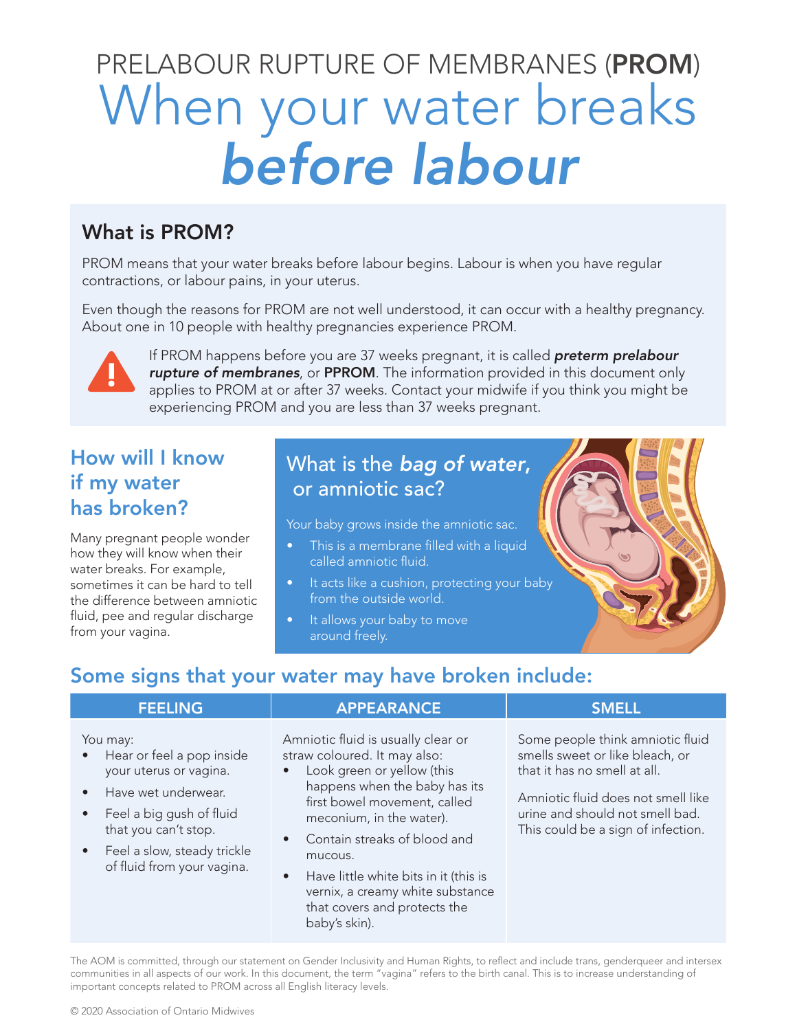PRELABOUR RUPTURE OF MEMBRANES (**PROM**)

# When your water breaks *before labour*

## What is PROM?

PROM means that your water breaks before labour begins. Labour is when you have regular contractions, or labour pains, in your uterus.

Even though the reasons for PROM are not well understood, it can occur with a healthy pregnancy. About one in 10 people with healthy pregnancies experience PROM.

If PROM happens before you are 37 weeks pregnant, it is called ***preterm prelabour rupture of membranes***, or **PPROM**. The information provided in this document only applies to PROM at or after 37 weeks. Contact your midwife if you think you might be experiencing PROM and you are less than 37 weeks pregnant.

## How will I know if my water has broken?

Many pregnant people wonder how they will know when their water breaks. For example, sometimes it can be hard to tell the difference between amniotic fluid, pee and regular discharge from your vagina.

## What is the *bag of water*, or amniotic sac?

Your baby grows inside the amniotic sac.

- This is a membrane filled with a liquid called amniotic fluid.
- It acts like a cushion, protecting your baby from the outside world.
- It allows your baby to move around freely.

## Some signs that your water may have broken include:

| FEELING | APPEARANCE | SMELL |
| --- | --- | --- |
| You may:<br>• Hear or feel a pop inside your uterus or vagina.<br>• Have wet underwear.<br>• Feel a big gush of fluid that you can't stop.<br>• Feel a slow, steady trickle of fluid from your vagina. | Amniotic fluid is usually clear or straw coloured. It may also:<br>• Look green or yellow (this happens when the baby has its first bowel movement, called meconium, in the water).<br>• Contain streaks of blood and mucous.<br>• Have little white bits in it (this is vernix, a creamy white substance that covers and protects the baby's skin). | Some people think amniotic fluid smells sweet or like bleach, or that it has no smell at all.<br><br>Amniotic fluid does not smell like urine and should not smell bad. This could be a sign of infection. |

The AOM is committed, through our statement on Gender Inclusivity and Human Rights, to reflect and include trans, genderqueer and intersex communities in all aspects of our work. In this document, the term "vagina" refers to the birth canal. This is to increase understanding of important concepts related to PROM across all English literacy levels.

© 2020 Association of Ontario Midwives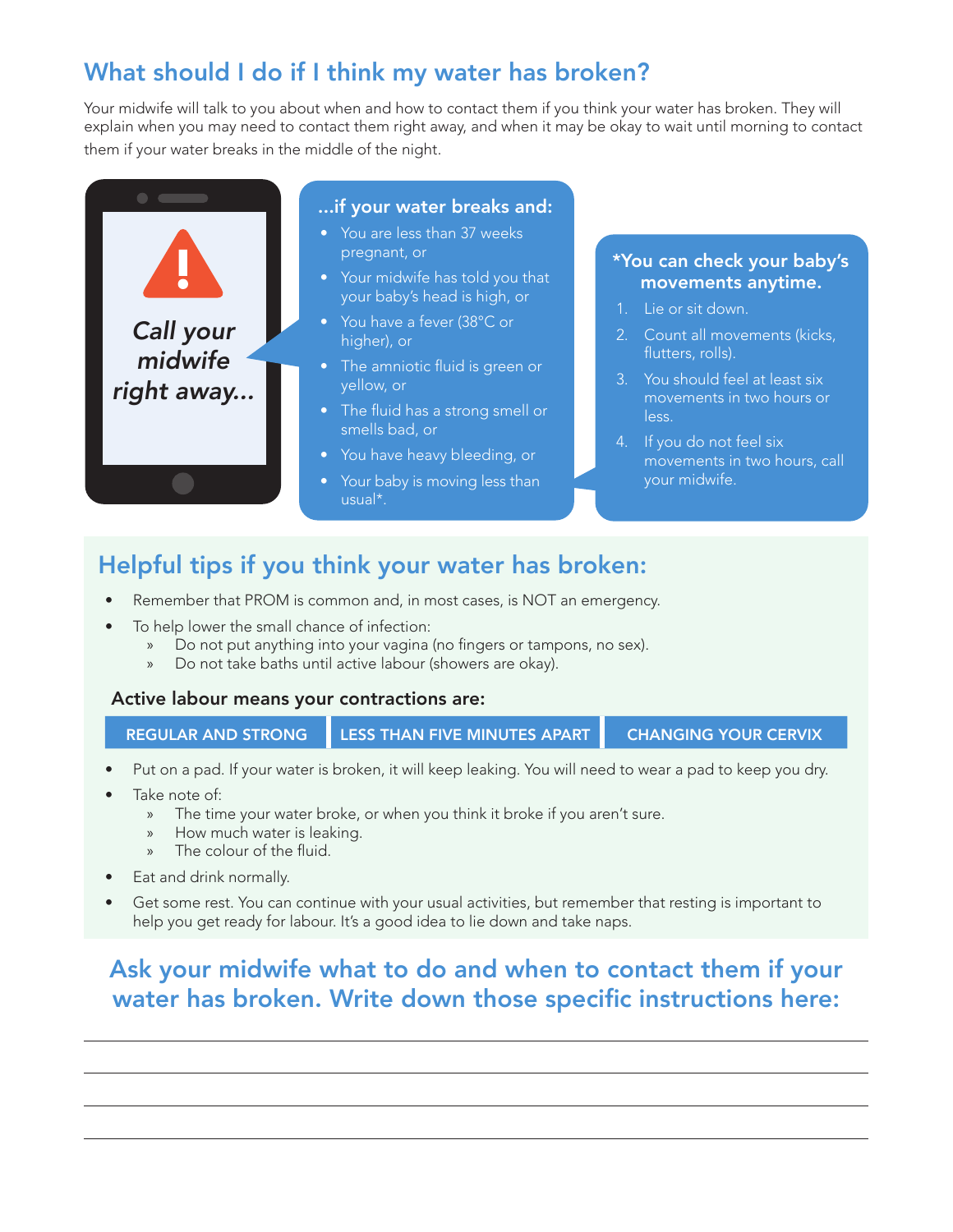## What should I do if I think my water has broken?

Your midwife will talk to you about when and how to contact them if you think your water has broken. They will explain when you may need to contact them right away, and when it may be okay to wait until morning to contact them if your water breaks in the middle of the night.

***Call your midwife right away...***

**...if your water breaks and:**

- You are less than 37 weeks pregnant, or
- Your midwife has told you that your baby's head is high, or
- You have a fever (38°C or higher), or
- The amniotic fluid is green or yellow, or
- The fluid has a strong smell or smells bad, or
- You have heavy bleeding, or
- Your baby is moving less than usual*.

**\*You can check your baby's movements anytime.**

1. Lie or sit down.
2. Count all movements (kicks, flutters, rolls).
3. You should feel at least six movements in two hours or less.
4. If you do not feel six movements in two hours, call your midwife.

## Helpful tips if you think your water has broken:

- Remember that PROM is common and, in most cases, is NOT an emergency.
- To help lower the small chance of infection:
  - Do not put anything into your vagina (no fingers or tampons, no sex).
  - Do not take baths until active labour (showers are okay).

**Active labour means your contractions are:**

| REGULAR AND STRONG | LESS THAN FIVE MINUTES APART | CHANGING YOUR CERVIX |
|---|---|---|

- Put on a pad. If your water is broken, it will keep leaking. You will need to wear a pad to keep you dry.
- Take note of:
  - The time your water broke, or when you think it broke if you aren't sure.
  - How much water is leaking.
  - The colour of the fluid.
- Eat and drink normally.
- Get some rest. You can continue with your usual activities, but remember that resting is important to help you get ready for labour. It's a good idea to lie down and take naps.

## Ask your midwife what to do and when to contact them if your water has broken. Write down those specific instructions here:

______________________________

______________________________

______________________________

______________________________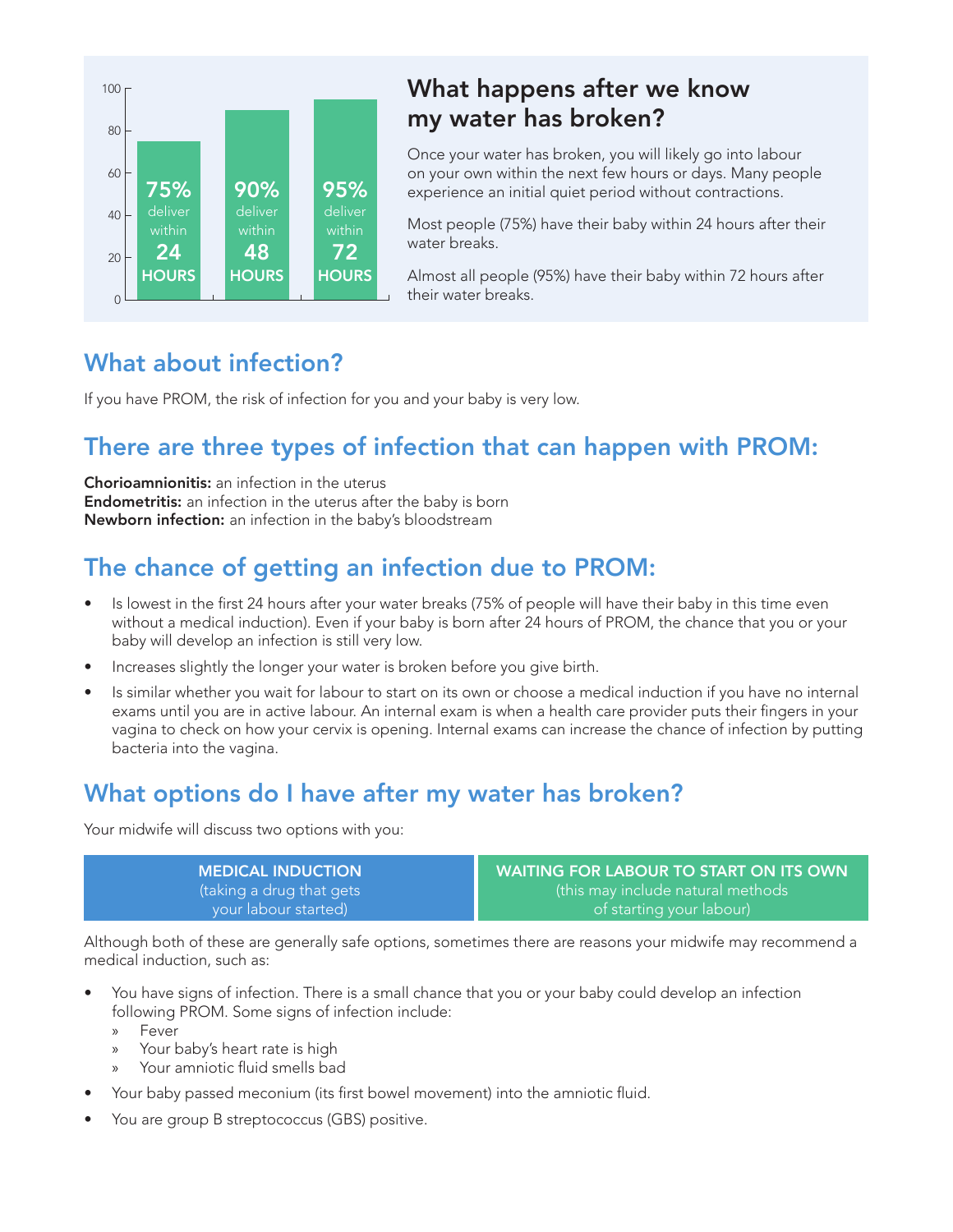75% deliver within 24 HOURS

90% deliver within 48 HOURS

95% deliver within 72 HOURS

## What happens after we know my water has broken?

Once your water has broken, you will likely go into labour on your own within the next few hours or days. Many people experience an initial quiet period without contractions.

Most people (75%) have their baby within 24 hours after their water breaks.

Almost all people (95%) have their baby within 72 hours after their water breaks.

## What about infection?

If you have PROM, the risk of infection for you and your baby is very low.

## There are three types of infection that can happen with PROM:

**Chorioamnionitis:** an infection in the uterus
**Endometritis:** an infection in the uterus after the baby is born
**Newborn infection:** an infection in the baby's bloodstream

## The chance of getting an infection due to PROM:

- Is lowest in the first 24 hours after your water breaks (75% of people will have their baby in this time even without a medical induction). Even if your baby is born after 24 hours of PROM, the chance that you or your baby will develop an infection is still very low.
- Increases slightly the longer your water is broken before you give birth.
- Is similar whether you wait for labour to start on its own or choose a medical induction if you have no internal exams until you are in active labour. An internal exam is when a health care provider puts their fingers in your vagina to check on how your cervix is opening. Internal exams can increase the chance of infection by putting bacteria into the vagina.

## What options do I have after my water has broken?

Your midwife will discuss two options with you:

| MEDICAL INDUCTION (taking a drug that gets your labour started) | WAITING FOR LABOUR TO START ON ITS OWN (this may include natural methods of starting your labour) |
|---|---|

Although both of these are generally safe options, sometimes there are reasons your midwife may recommend a medical induction, such as:

- You have signs of infection. There is a small chance that you or your baby could develop an infection following PROM. Some signs of infection include:
  - Fever
  - Your baby's heart rate is high
  - Your amniotic fluid smells bad
- Your baby passed meconium (its first bowel movement) into the amniotic fluid.
- You are group B streptococcus (GBS) positive.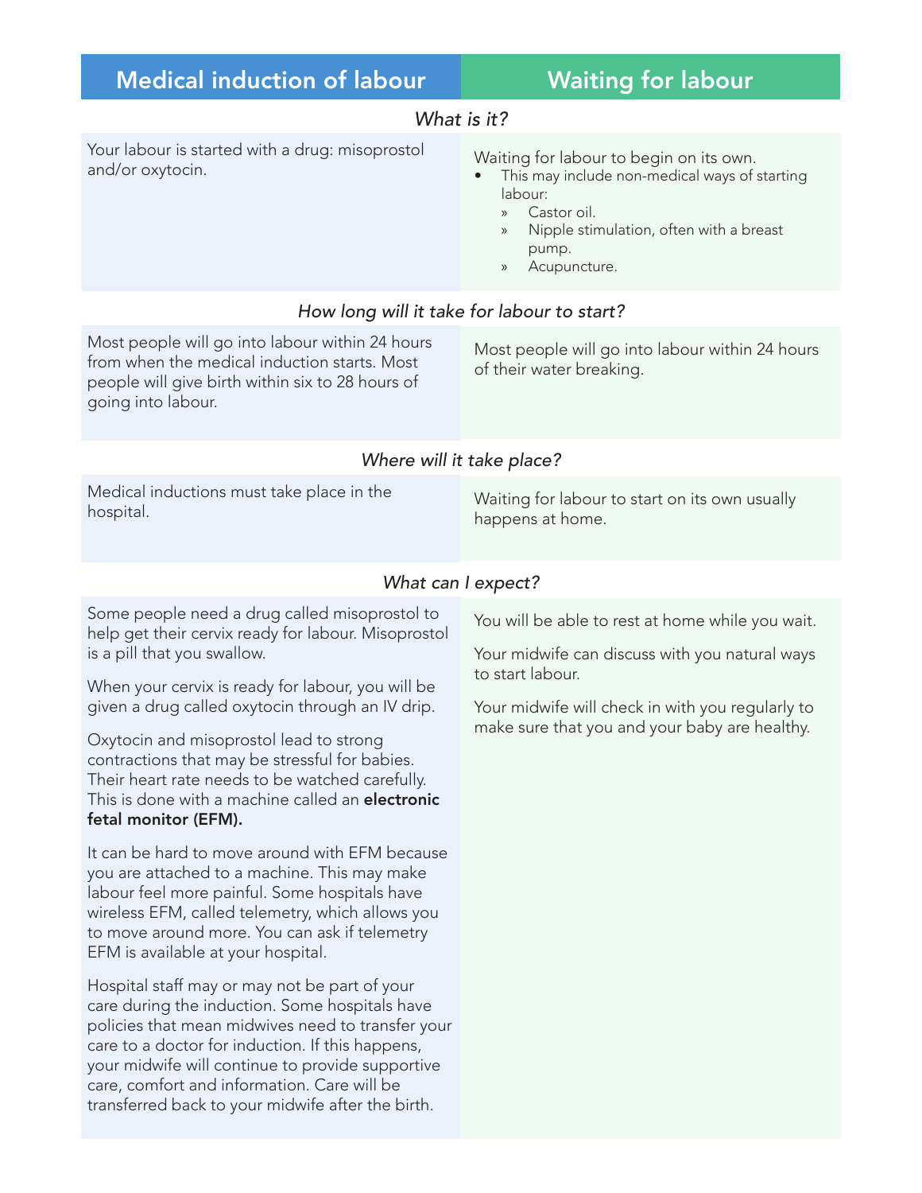| Medical induction of labour | Waiting for labour |
| --- | --- |
| ***What is it?*** | |
| Your labour is started with a drug: misoprostol and/or oxytocin. | Waiting for labour to begin on its own.<br>• This may include non-medical ways of starting labour:<br>» Castor oil.<br>» Nipple stimulation, often with a breast pump.<br>» Acupuncture. |
| ***How long will it take for labour to start?*** | |
| Most people will go into labour within 24 hours from when the medical induction starts. Most people will give birth within six to 28 hours of going into labour. | Most people will go into labour within 24 hours of their water breaking. |
| ***Where will it take place?*** | |
| Medical inductions must take place in the hospital. | Waiting for labour to start on its own usually happens at home. |
| ***What can I expect?*** | |
| Some people need a drug called misoprostol to help get their cervix ready for labour. Misoprostol is a pill that you swallow.<br><br>When your cervix is ready for labour, you will be given a drug called oxytocin through an IV drip.<br><br>Oxytocin and misoprostol lead to strong contractions that may be stressful for babies. Their heart rate needs to be watched carefully. This is done with a machine called an **electronic fetal monitor (EFM).**<br><br>It can be hard to move around with EFM because you are attached to a machine. This may make labour feel more painful. Some hospitals have wireless EFM, called telemetry, which allows you to move around more. You can ask if telemetry EFM is available at your hospital.<br><br>Hospital staff may or may not be part of your care during the induction. Some hospitals have policies that mean midwives need to transfer your care to a doctor for induction. If this happens, your midwife will continue to provide supportive care, comfort and information. Care will be transferred back to your midwife after the birth. | You will be able to rest at home while you wait.<br><br>Your midwife can discuss with you natural ways to start labour.<br><br>Your midwife will check in with you regularly to make sure that you and your baby are healthy. |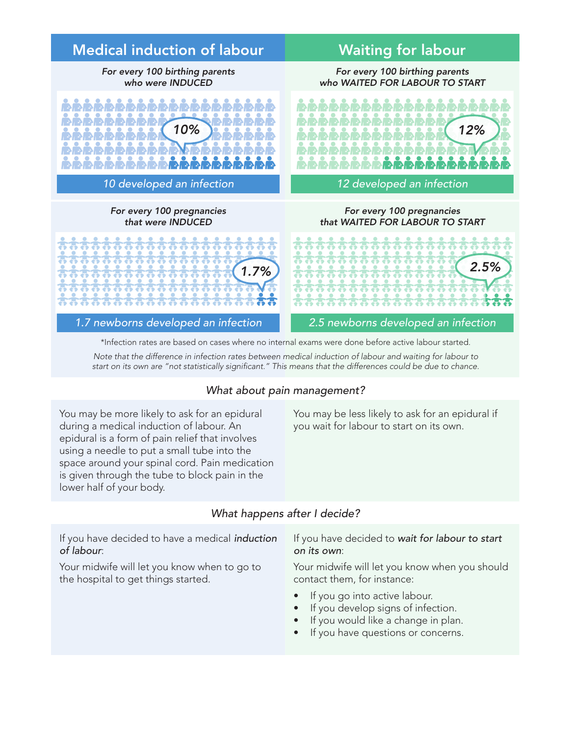| Medical induction of labour | Waiting for labour |
| --- | --- |
| *For every 100 birthing parents who were INDUCED* | *For every 100 birthing parents who WAITED FOR LABOUR TO START* |
| 10% | 12% |
| *10 developed an infection* | *12 developed an infection* |
| *For every 100 pregnancies that were INDUCED* | *For every 100 pregnancies that WAITED FOR LABOUR TO START* |
| 1.7% | 2.5% |
| *1.7 newborns developed an infection* | *2.5 newborns developed an infection* |

*Infection rates are based on cases where no internal exams were done before active labour started.

*Note that the difference in infection rates between medical induction of labour and waiting for labour to start on its own are "not statistically significant." This means that the differences could be due to chance.*

### *What about pain management?*

You may be more likely to ask for an epidural during a medical induction of labour. An epidural is a form of pain relief that involves using a needle to put a small tube into the space around your spinal cord. Pain medication is given through the tube to block pain in the lower half of your body.

You may be less likely to ask for an epidural if you wait for labour to start on its own.

### *What happens after I decide?*

If you have decided to have a medical *induction of labour*:

Your midwife will let you know when to go to the hospital to get things started.

If you have decided to *wait for labour to start on its own*:

Your midwife will let you know when you should contact them, for instance:

- If you go into active labour.
- If you develop signs of infection.
- If you would like a change in plan.
- If you have questions or concerns.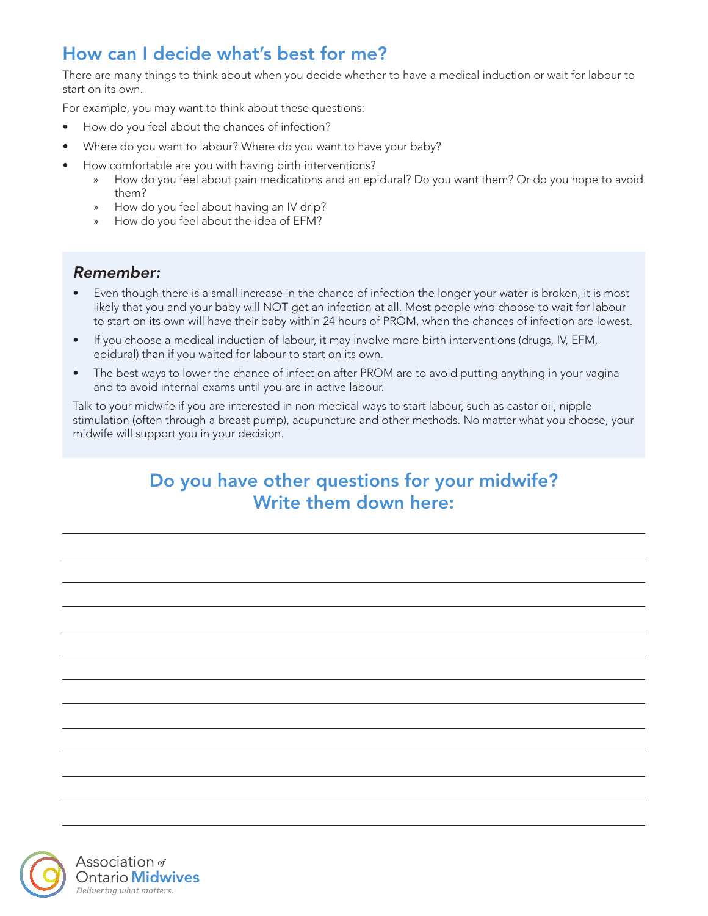## How can I decide what's best for me?

There are many things to think about when you decide whether to have a medical induction or wait for labour to start on its own.

For example, you may want to think about these questions:

- How do you feel about the chances of infection?
- Where do you want to labour? Where do you want to have your baby?
- How comfortable are you with having birth interventions?
  - How do you feel about pain medications and an epidural? Do you want them? Or do you hope to avoid them?
  - How do you feel about having an IV drip?
  - How do you feel about the idea of EFM?

### *Remember:*

- Even though there is a small increase in the chance of infection the longer your water is broken, it is most likely that you and your baby will NOT get an infection at all. Most people who choose to wait for labour to start on its own will have their baby within 24 hours of PROM, when the chances of infection are lowest.
- If you choose a medical induction of labour, it may involve more birth interventions (drugs, IV, EFM, epidural) than if you waited for labour to start on its own.
- The best ways to lower the chance of infection after PROM are to avoid putting anything in your vagina and to avoid internal exams until you are in active labour.

Talk to your midwife if you are interested in non-medical ways to start labour, such as castor oil, nipple stimulation (often through a breast pump), acupuncture and other methods. No matter what you choose, your midwife will support you in your decision.

## Do you have other questions for your midwife? Write them down here:

Association of Ontario Midwives
*Delivering what matters.*